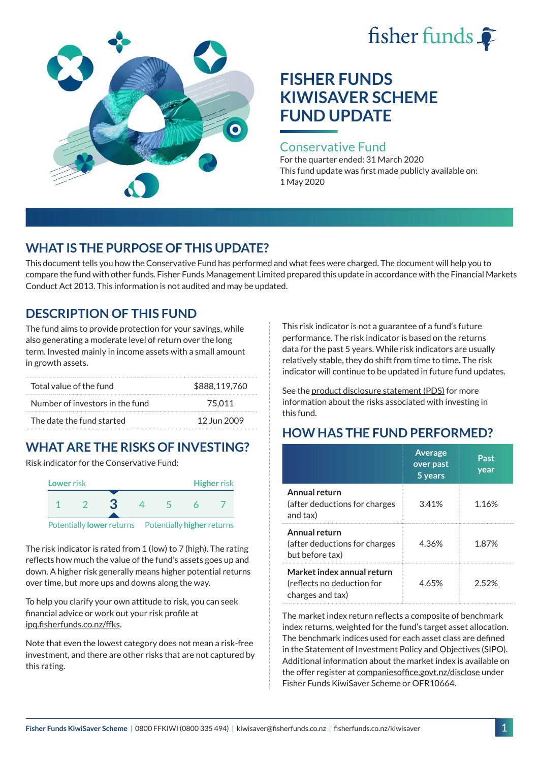fisher funds

# FISHER FUNDS KIWISAVER SCHEME FUND UPDATE

## Conservative Fund

For the quarter ended: 31 March 2020

This fund update was first made publicly available on: 1 May 2020

## WHAT IS THE PURPOSE OF THIS UPDATE?

This document tells you how the Conservative Fund has performed and what fees were charged. The document will help you to compare the fund with other funds. Fisher Funds Management Limited prepared this update in accordance with the Financial Markets Conduct Act 2013. This information is not audited and may be updated.

## DESCRIPTION OF THIS FUND

The fund aims to provide protection for your savings, while also generating a moderate level of return over the long term. Invested mainly in income assets with a small amount in growth assets.

| | |
|---|---|
| Total value of the fund | $888,119,760 |
| Number of investors in the fund | 75,011 |
| The date the fund started | 12 Jun 2009 |

## WHAT ARE THE RISKS OF INVESTING?

Risk indicator for the Conservative Fund:

Lower risk — Higher risk

1 2 **3** 4 5 6 7

Potentially **lower** returns — Potentially **higher** returns

The risk indicator is rated from 1 (low) to 7 (high). The rating reflects how much the value of the fund's assets goes up and down. A higher risk generally means higher potential returns over time, but more ups and downs along the way.

To help you clarify your own attitude to risk, you can seek financial advice or work out your risk profile at ipq.fisherfunds.co.nz/ffks.

Note that even the lowest category does not mean a risk-free investment, and there are other risks that are not captured by this rating.

This risk indicator is not a guarantee of a fund's future performance. The risk indicator is based on the returns data for the past 5 years. While risk indicators are usually relatively stable, they do shift from time to time. The risk indicator will continue to be updated in future fund updates.

See the product disclosure statement (PDS) for more information about the risks associated with investing in this fund.

## HOW HAS THE FUND PERFORMED?

| | Average over past 5 years | Past year |
|---|---|---|
| **Annual return** (after deductions for charges and tax) | 3.41% | 1.16% |
| **Annual return** (after deductions for charges but before tax) | 4.36% | 1.87% |
| **Market index annual return** (reflects no deduction for charges and tax) | 4.65% | 2.52% |

The market index return reflects a composite of benchmark index returns, weighted for the fund's target asset allocation. The benchmark indices used for each asset class are defined in the Statement of Investment Policy and Objectives (SIPO). Additional information about the market index is available on the offer register at companiesoffice.govt.nz/disclose under Fisher Funds KiwiSaver Scheme or OFR10664.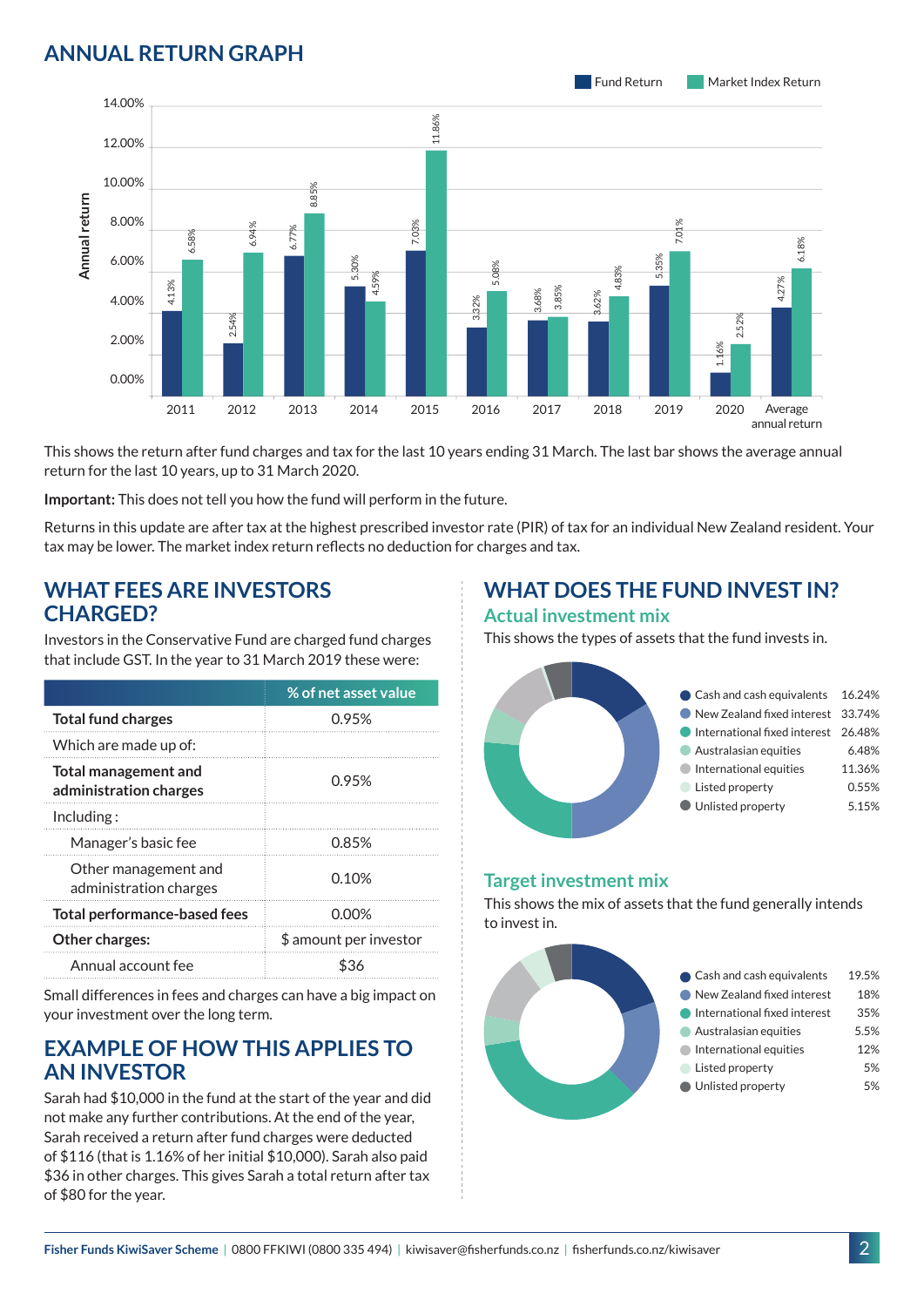## ANNUAL RETURN GRAPH

Fund Return
Market Index Return

Annual return

14.00%
12.00%
10.00%
8.00%
6.00%
4.00%
2.00%
0.00%

2011: 4.13% 6.58%
2012: 2.54% 6.94%
2013: 6.77% 8.85%
2014: 5.30% 4.59%
2015: 7.03% 11.86%
2016: 3.32% 5.08%
2017: 3.68% 3.85%
2018: 3.62% 4.83%
2019: 5.35% 7.01%
2020: 1.16% 2.52%
Average annual return: 4.27% 6.18%

This shows the return after fund charges and tax for the last 10 years ending 31 March. The last bar shows the average annual return for the last 10 years, up to 31 March 2020.

**Important:** This does not tell you how the fund will perform in the future.

Returns in this update are after tax at the highest prescribed investor rate (PIR) of tax for an individual New Zealand resident. Your tax may be lower. The market index return reflects no deduction for charges and tax.

## WHAT FEES ARE INVESTORS CHARGED?

Investors in the Conservative Fund are charged fund charges that include GST. In the year to 31 March 2019 these were:

| | % of net asset value |
|---|---|
| **Total fund charges** | 0.95% |
| Which are made up of: | |
| **Total management and administration charges** | 0.95% |
| Including : | |
| Manager's basic fee | 0.85% |
| Other management and administration charges | 0.10% |
| **Total performance-based fees** | 0.00% |
| **Other charges:** | $ amount per investor |
| Annual account fee | $36 |

Small differences in fees and charges can have a big impact on your investment over the long term.

## EXAMPLE OF HOW THIS APPLIES TO AN INVESTOR

Sarah had $10,000 in the fund at the start of the year and did not make any further contributions. At the end of the year, Sarah received a return after fund charges were deducted of $116 (that is 1.16% of her initial $10,000). Sarah also paid $36 in other charges. This gives Sarah a total return after tax of $80 for the year.

## WHAT DOES THE FUND INVEST IN?

### Actual investment mix

This shows the types of assets that the fund invests in.

Cash and cash equivalents 16.24%
New Zealand fixed interest 33.74%
International fixed interest 26.48%
Australasian equities 6.48%
International equities 11.36%
Listed property 0.55%
Unlisted property 5.15%

### Target investment mix

This shows the mix of assets that the fund generally intends to invest in.

Cash and cash equivalents 19.5%
New Zealand fixed interest 18%
International fixed interest 35%
Australasian equities 5.5%
International equities 12%
Listed property 5%
Unlisted property 5%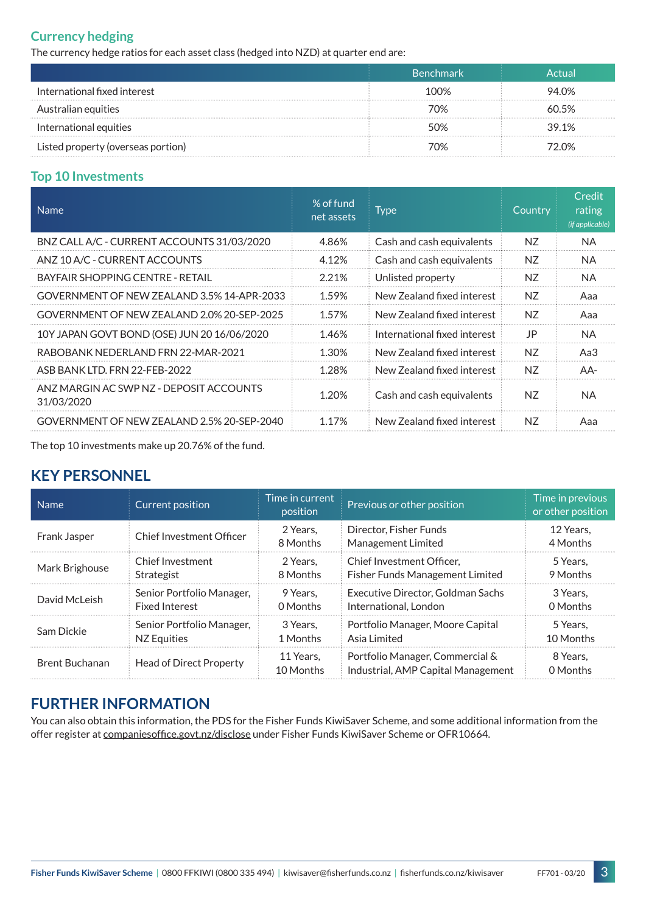## Currency hedging

The currency hedge ratios for each asset class (hedged into NZD) at quarter end are:

| | Benchmark | Actual |
|---|---|---|
| International fixed interest | 100% | 94.0% |
| Australian equities | 70% | 60.5% |
| International equities | 50% | 39.1% |
| Listed property (overseas portion) | 70% | 72.0% |

## Top 10 Investments

| Name | % of fund net assets | Type | Country | Credit rating *(if applicable)* |
|---|---|---|---|---|
| BNZ CALL A/C - CURRENT ACCOUNTS 31/03/2020 | 4.86% | Cash and cash equivalents | NZ | NA |
| ANZ 10 A/C - CURRENT ACCOUNTS | 4.12% | Cash and cash equivalents | NZ | NA |
| BAYFAIR SHOPPING CENTRE - RETAIL | 2.21% | Unlisted property | NZ | NA |
| GOVERNMENT OF NEW ZEALAND 3.5% 14-APR-2033 | 1.59% | New Zealand fixed interest | NZ | Aaa |
| GOVERNMENT OF NEW ZEALAND 2.0% 20-SEP-2025 | 1.57% | New Zealand fixed interest | NZ | Aaa |
| 10Y JAPAN GOVT BOND (OSE) JUN 20 16/06/2020 | 1.46% | International fixed interest | JP | NA |
| RABOBANK NEDERLAND FRN 22-MAR-2021 | 1.30% | New Zealand fixed interest | NZ | Aa3 |
| ASB BANK LTD. FRN 22-FEB-2022 | 1.28% | New Zealand fixed interest | NZ | AA- |
| ANZ MARGIN AC SWP NZ - DEPOSIT ACCOUNTS 31/03/2020 | 1.20% | Cash and cash equivalents | NZ | NA |
| GOVERNMENT OF NEW ZEALAND 2.5% 20-SEP-2040 | 1.17% | New Zealand fixed interest | NZ | Aaa |

The top 10 investments make up 20.76% of the fund.

# KEY PERSONNEL

| Name | Current position | Time in current position | Previous or other position | Time in previous or other position |
|---|---|---|---|---|
| Frank Jasper | Chief Investment Officer | 2 Years, 8 Months | Director, Fisher Funds Management Limited | 12 Years, 4 Months |
| Mark Brighouse | Chief Investment Strategist | 2 Years, 8 Months | Chief Investment Officer, Fisher Funds Management Limited | 5 Years, 9 Months |
| David McLeish | Senior Portfolio Manager, Fixed Interest | 9 Years, 0 Months | Executive Director, Goldman Sachs International, London | 3 Years, 0 Months |
| Sam Dickie | Senior Portfolio Manager, NZ Equities | 3 Years, 1 Months | Portfolio Manager, Moore Capital Asia Limited | 5 Years, 10 Months |
| Brent Buchanan | Head of Direct Property | 11 Years, 10 Months | Portfolio Manager, Commercial & Industrial, AMP Capital Management | 8 Years, 0 Months |

# FURTHER INFORMATION

You can also obtain this information, the PDS for the Fisher Funds KiwiSaver Scheme, and some additional information from the offer register at companiesoffice.govt.nz/disclose under Fisher Funds KiwiSaver Scheme or OFR10664.